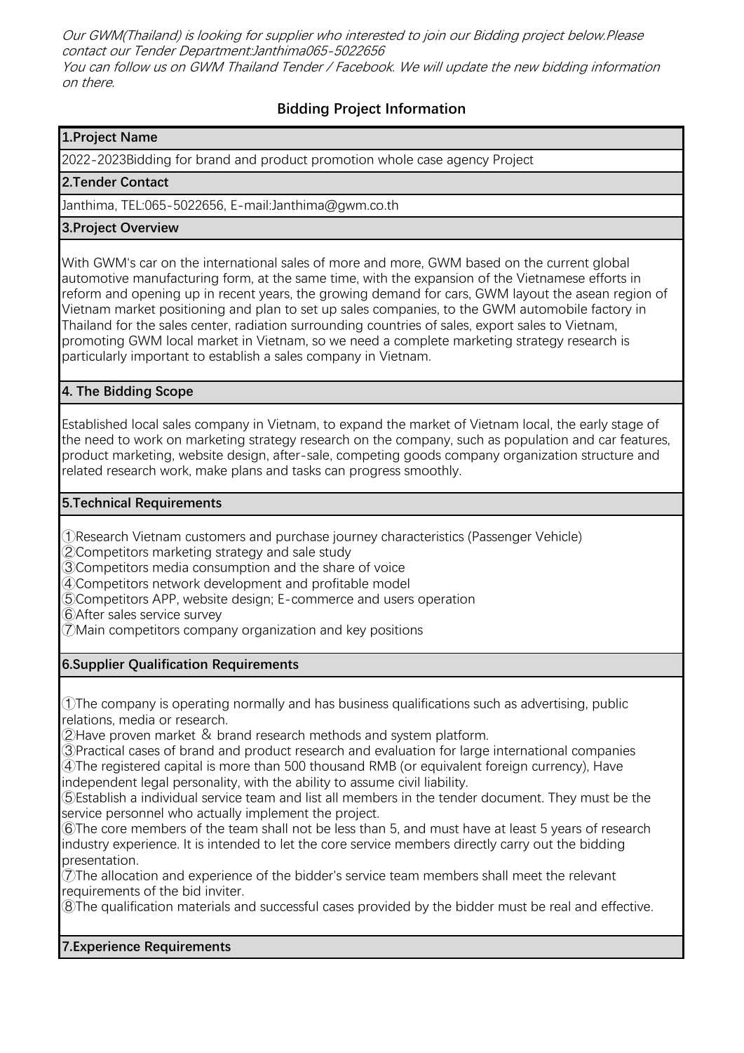*Our GWM(Thailand) is looking for supplier who interested to join our Bidding project below.Please contact our Tender Department:Janthima065-5022656*
*You can follow us on GWM Thailand Tender / Facebook. We will update the new bidding information on there.*

## Bidding Project Information

### 1.Project Name

2022-2023Bidding for brand and product promotion whole case agency Project

### 2.Tender Contact

Janthima, TEL:065-5022656, E-mail:Janthima@gwm.co.th

### 3.Project Overview

With GWM's car on the international sales of more and more, GWM based on the current global automotive manufacturing form, at the same time, with the expansion of the Vietnamese efforts in reform and opening up in recent years, the growing demand for cars, GWM layout the asean region of Vietnam market positioning and plan to set up sales companies, to the GWM automobile factory in Thailand for the sales center, radiation surrounding countries of sales, export sales to Vietnam, promoting GWM local market in Vietnam, so we need a complete marketing strategy research is particularly important to establish a sales company in Vietnam.

### 4. The Bidding Scope

Established local sales company in Vietnam, to expand the market of Vietnam local, the early stage of the need to work on marketing strategy research on the company, such as population and car features, product marketing, website design, after-sale, competing goods company organization structure and related research work, make plans and tasks can progress smoothly.

### 5.Technical Requirements

①Research Vietnam customers and purchase journey characteristics (Passenger Vehicle)
②Competitors marketing strategy and sale study
③Competitors media consumption and the share of voice
④Competitors network development and profitable model
⑤Competitors APP, website design; E-commerce and users operation
⑥After sales service survey
⑦Main competitors company organization and key positions

### 6.Supplier Qualification Requirements

①The company is operating normally and has business qualifications such as advertising, public relations, media or research.
②Have proven market & brand research methods and system platform.
③Practical cases of brand and product research and evaluation for large international companies
④The registered capital is more than 500 thousand RMB (or equivalent foreign currency), Have independent legal personality, with the ability to assume civil liability.
⑤Establish a individual service team and list all members in the tender document. They must be the service personnel who actually implement the project.
⑥The core members of the team shall not be less than 5, and must have at least 5 years of research industry experience. It is intended to let the core service members directly carry out the bidding presentation.
⑦The allocation and experience of the bidder's service team members shall meet the relevant requirements of the bid inviter.
⑧The qualification materials and successful cases provided by the bidder must be real and effective.

### 7.Experience Requirements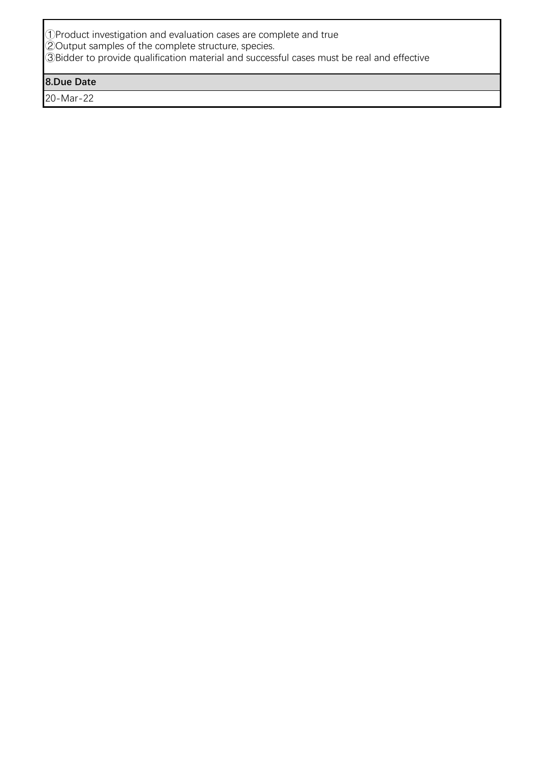①Product investigation and evaluation cases are complete and true
②Output samples of the complete structure, species.
③Bidder to provide qualification material and successful cases must be real and effective

**8.Due Date**

20-Mar-22